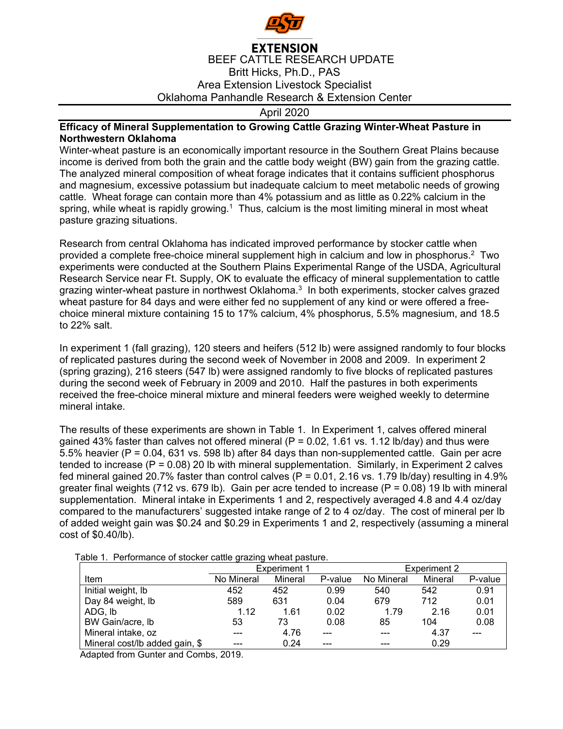EXTENSION

BEEF CATTLE RESEARCH UPDATE

Britt Hicks, Ph.D., PAS

Area Extension Livestock Specialist

Oklahoma Panhandle Research & Extension Center

April 2020

**Efficacy of Mineral Supplementation to Growing Cattle Grazing Winter-Wheat Pasture in Northwestern Oklahoma**

Winter-wheat pasture is an economically important resource in the Southern Great Plains because income is derived from both the grain and the cattle body weight (BW) gain from the grazing cattle. The analyzed mineral composition of wheat forage indicates that it contains sufficient phosphorus and magnesium, excessive potassium but inadequate calcium to meet metabolic needs of growing cattle. Wheat forage can contain more than 4% potassium and as little as 0.22% calcium in the spring, while wheat is rapidly growing.[1] Thus, calcium is the most limiting mineral in most wheat pasture grazing situations.

Research from central Oklahoma has indicated improved performance by stocker cattle when provided a complete free-choice mineral supplement high in calcium and low in phosphorus.[2] Two experiments were conducted at the Southern Plains Experimental Range of the USDA, Agricultural Research Service near Ft. Supply, OK to evaluate the efficacy of mineral supplementation to cattle grazing winter-wheat pasture in northwest Oklahoma.[3] In both experiments, stocker calves grazed wheat pasture for 84 days and were either fed no supplement of any kind or were offered a free-choice mineral mixture containing 15 to 17% calcium, 4% phosphorus, 5.5% magnesium, and 18.5 to 22% salt.

In experiment 1 (fall grazing), 120 steers and heifers (512 lb) were assigned randomly to four blocks of replicated pastures during the second week of November in 2008 and 2009. In experiment 2 (spring grazing), 216 steers (547 lb) were assigned randomly to five blocks of replicated pastures during the second week of February in 2009 and 2010. Half the pastures in both experiments received the free-choice mineral mixture and mineral feeders were weighed weekly to determine mineral intake.

The results of these experiments are shown in Table 1. In Experiment 1, calves offered mineral gained 43% faster than calves not offered mineral ($P = 0.02$, 1.61 vs. 1.12 lb/day) and thus were 5.5% heavier ($P = 0.04$, 631 vs. 598 lb) after 84 days than non-supplemented cattle. Gain per acre tended to increase ($P = 0.08$) 20 lb with mineral supplementation. Similarly, in Experiment 2 calves fed mineral gained 20.7% faster than control calves ($P = 0.01$, 2.16 vs. 1.79 lb/day) resulting in 4.9% greater final weights (712 vs. 679 lb). Gain per acre tended to increase ($P = 0.08$) 19 lb with mineral supplementation. Mineral intake in Experiments 1 and 2, respectively averaged 4.8 and 4.4 oz/day compared to the manufacturers' suggested intake range of 2 to 4 oz/day. The cost of mineral per lb of added weight gain was $0.24 and $0.29 in Experiments 1 and 2, respectively (assuming a mineral cost of $0.40/lb).

Table 1. Performance of stocker cattle grazing wheat pasture.

| | Experiment 1 | | | Experiment 2 | | |
|---|---|---|---|---|---|---|
| Item | No Mineral | Mineral | P-value | No Mineral | Mineral | P-value |
| Initial weight, lb | 452 | 452 | 0.99 | 540 | 542 | 0.91 |
| Day 84 weight, lb | 589 | 631 | 0.04 | 679 | 712 | 0.01 |
| ADG, lb | 1.12 | 1.61 | 0.02 | 1.79 | 2.16 | 0.01 |
| BW Gain/acre, lb | 53 | 73 | 0.08 | 85 | 104 | 0.08 |
| Mineral intake, oz | --- | 4.76 | --- | --- | 4.37 | --- |
| Mineral cost/lb added gain, $ | --- | 0.24 | --- | --- | 0.29 | |

Adapted from Gunter and Combs, 2019.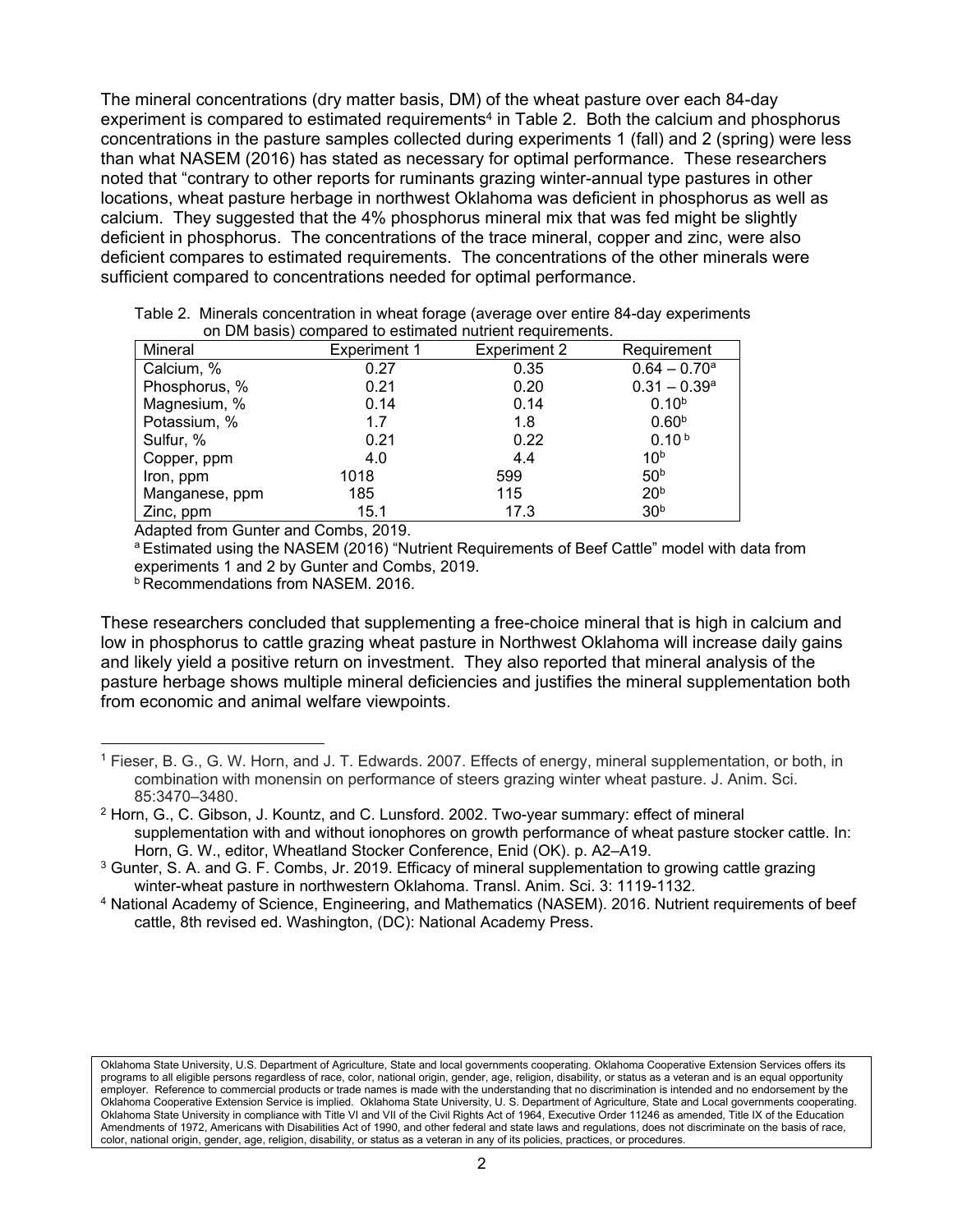The mineral concentrations (dry matter basis, DM) of the wheat pasture over each 84-day experiment is compared to estimated requirements[4] in Table 2. Both the calcium and phosphorus concentrations in the pasture samples collected during experiments 1 (fall) and 2 (spring) were less than what NASEM (2016) has stated as necessary for optimal performance. These researchers noted that "contrary to other reports for ruminants grazing winter-annual type pastures in other locations, wheat pasture herbage in northwest Oklahoma was deficient in phosphorus as well as calcium. They suggested that the 4% phosphorus mineral mix that was fed might be slightly deficient in phosphorus. The concentrations of the trace mineral, copper and zinc, were also deficient compares to estimated requirements. The concentrations of the other minerals were sufficient compared to concentrations needed for optimal performance.

Table 2. Minerals concentration in wheat forage (average over entire 84-day experiments on DM basis) compared to estimated nutrient requirements.

| Mineral | Experiment 1 | Experiment 2 | Requirement |
|---|---|---|---|
| Calcium, % | 0.27 | 0.35 | 0.64 – 0.70[a] |
| Phosphorus, % | 0.21 | 0.20 | 0.31 – 0.39[a] |
| Magnesium, % | 0.14 | 0.14 | 0.10[b] |
| Potassium, % | 1.7 | 1.8 | 0.60[b] |
| Sulfur, % | 0.21 | 0.22 | 0.10[b] |
| Copper, ppm | 4.0 | 4.4 | 10[b] |
| Iron, ppm | 1018 | 599 | 50[b] |
| Manganese, ppm | 185 | 115 | 20[b] |
| Zinc, ppm | 15.1 | 17.3 | 30[b] |

Adapted from Gunter and Combs, 2019.

[a] Estimated using the NASEM (2016) "Nutrient Requirements of Beef Cattle" model with data from experiments 1 and 2 by Gunter and Combs, 2019.

[b] Recommendations from NASEM. 2016.

These researchers concluded that supplementing a free-choice mineral that is high in calcium and low in phosphorus to cattle grazing wheat pasture in Northwest Oklahoma will increase daily gains and likely yield a positive return on investment. They also reported that mineral analysis of the pasture herbage shows multiple mineral deficiencies and justifies the mineral supplementation both from economic and animal welfare viewpoints.

---

[1] Fieser, B. G., G. W. Horn, and J. T. Edwards. 2007. Effects of energy, mineral supplementation, or both, in combination with monensin on performance of steers grazing winter wheat pasture. J. Anim. Sci. 85:3470–3480.

[2] Horn, G., C. Gibson, J. Kountz, and C. Lunsford. 2002. Two-year summary: effect of mineral supplementation with and without ionophores on growth performance of wheat pasture stocker cattle. In: Horn, G. W., editor, Wheatland Stocker Conference, Enid (OK). p. A2–A19.

[3] Gunter, S. A. and G. F. Combs, Jr. 2019. Efficacy of mineral supplementation to growing cattle grazing winter-wheat pasture in northwestern Oklahoma. Transl. Anim. Sci. 3: 1119-1132.

[4] National Academy of Science, Engineering, and Mathematics (NASEM). 2016. Nutrient requirements of beef cattle, 8th revised ed. Washington, (DC): National Academy Press.

Oklahoma State University, U.S. Department of Agriculture, State and local governments cooperating. Oklahoma Cooperative Extension Services offers its programs to all eligible persons regardless of race, color, national origin, gender, age, religion, disability, or status as a veteran and is an equal opportunity employer. Reference to commercial products or trade names is made with the understanding that no discrimination is intended and no endorsement by the Oklahoma Cooperative Extension Service is implied. Oklahoma State University, U. S. Department of Agriculture, State and Local governments cooperating. Oklahoma State University in compliance with Title VI and VII of the Civil Rights Act of 1964, Executive Order 11246 as amended, Title IX of the Education Amendments of 1972, Americans with Disabilities Act of 1990, and other federal and state laws and regulations, does not discriminate on the basis of race, color, national origin, gender, age, religion, disability, or status as a veteran in any of its policies, practices, or procedures.